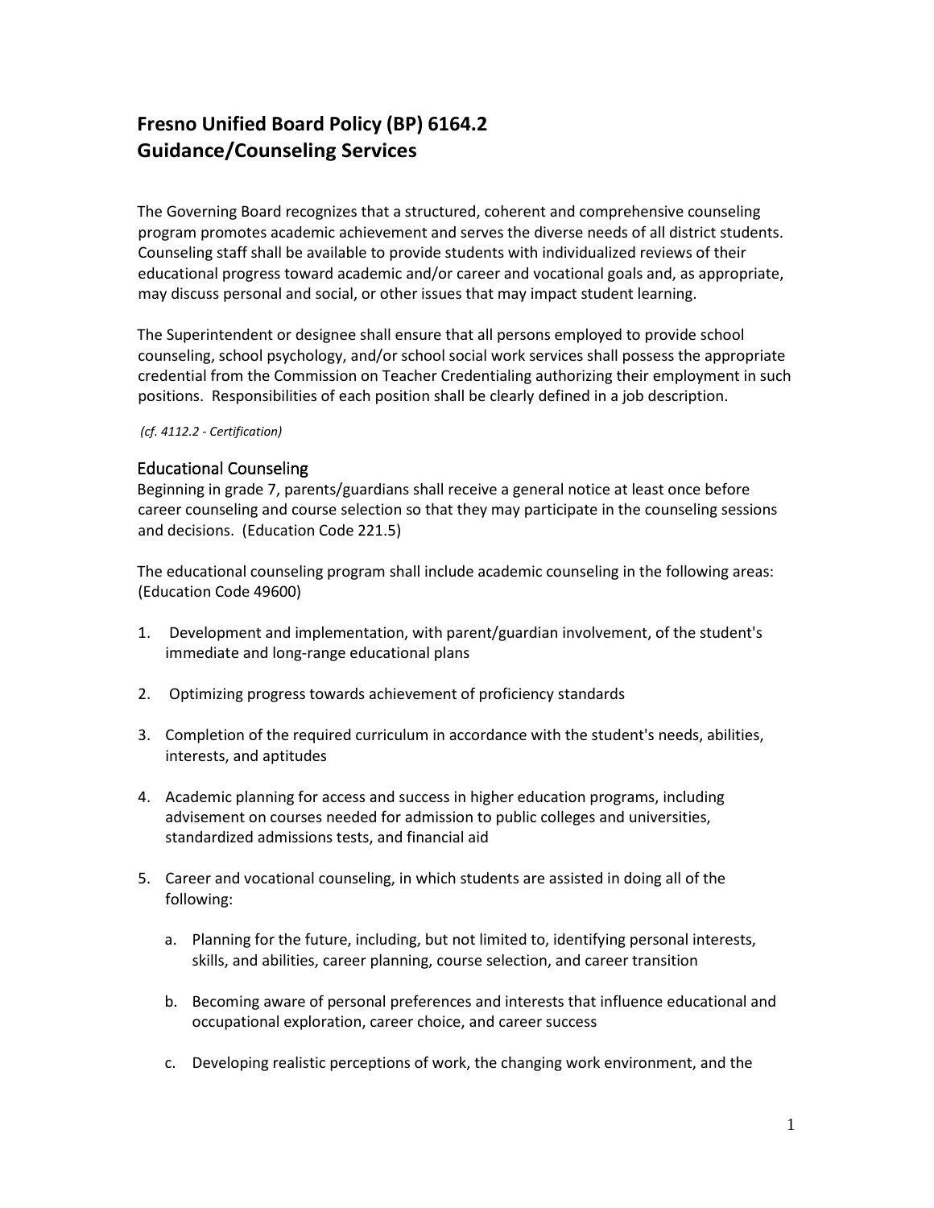# Fresno Unified Board Policy (BP) 6164.2
# Guidance/Counseling Services

The Governing Board recognizes that a structured, coherent and comprehensive counseling program promotes academic achievement and serves the diverse needs of all district students. Counseling staff shall be available to provide students with individualized reviews of their educational progress toward academic and/or career and vocational goals and, as appropriate, may discuss personal and social, or other issues that may impact student learning.

The Superintendent or designee shall ensure that all persons employed to provide school counseling, school psychology, and/or school social work services shall possess the appropriate credential from the Commission on Teacher Credentialing authorizing their employment in such positions. Responsibilities of each position shall be clearly defined in a job description.

*(cf. 4112.2 - Certification)*

## Educational Counseling

Beginning in grade 7, parents/guardians shall receive a general notice at least once before career counseling and course selection so that they may participate in the counseling sessions and decisions. (Education Code 221.5)

The educational counseling program shall include academic counseling in the following areas: (Education Code 49600)

1. Development and implementation, with parent/guardian involvement, of the student's immediate and long-range educational plans
2. Optimizing progress towards achievement of proficiency standards
3. Completion of the required curriculum in accordance with the student's needs, abilities, interests, and aptitudes
4. Academic planning for access and success in higher education programs, including advisement on courses needed for admission to public colleges and universities, standardized admissions tests, and financial aid
5. Career and vocational counseling, in which students are assisted in doing all of the following:
    a. Planning for the future, including, but not limited to, identifying personal interests, skills, and abilities, career planning, course selection, and career transition
    b. Becoming aware of personal preferences and interests that influence educational and occupational exploration, career choice, and career success
    c. Developing realistic perceptions of work, the changing work environment, and the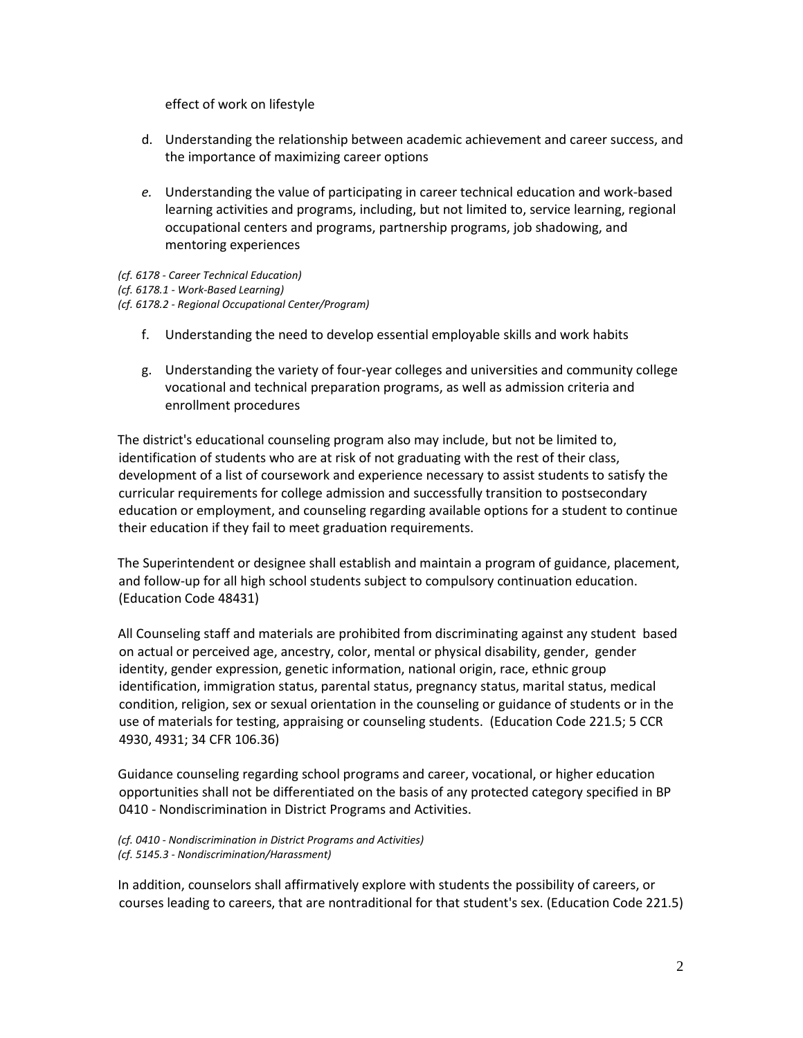effect of work on lifestyle

d. Understanding the relationship between academic achievement and career success, and the importance of maximizing career options

e. Understanding the value of participating in career technical education and work-based learning activities and programs, including, but not limited to, service learning, regional occupational centers and programs, partnership programs, job shadowing, and mentoring experiences

*(cf. 6178 - Career Technical Education)*
*(cf. 6178.1 - Work-Based Learning)*
*(cf. 6178.2 - Regional Occupational Center/Program)*

f. Understanding the need to develop essential employable skills and work habits

g. Understanding the variety of four-year colleges and universities and community college vocational and technical preparation programs, as well as admission criteria and enrollment procedures

The district's educational counseling program also may include, but not be limited to, identification of students who are at risk of not graduating with the rest of their class, development of a list of coursework and experience necessary to assist students to satisfy the curricular requirements for college admission and successfully transition to postsecondary education or employment, and counseling regarding available options for a student to continue their education if they fail to meet graduation requirements.

The Superintendent or designee shall establish and maintain a program of guidance, placement, and follow-up for all high school students subject to compulsory continuation education. (Education Code 48431)

All Counseling staff and materials are prohibited from discriminating against any student based on actual or perceived age, ancestry, color, mental or physical disability, gender, gender identity, gender expression, genetic information, national origin, race, ethnic group identification, immigration status, parental status, pregnancy status, marital status, medical condition, religion, sex or sexual orientation in the counseling or guidance of students or in the use of materials for testing, appraising or counseling students. (Education Code 221.5; 5 CCR 4930, 4931; 34 CFR 106.36)

Guidance counseling regarding school programs and career, vocational, or higher education opportunities shall not be differentiated on the basis of any protected category specified in BP 0410 - Nondiscrimination in District Programs and Activities.

*(cf. 0410 - Nondiscrimination in District Programs and Activities)*
*(cf. 5145.3 - Nondiscrimination/Harassment)*

In addition, counselors shall affirmatively explore with students the possibility of careers, or courses leading to careers, that are nontraditional for that student's sex. (Education Code 221.5)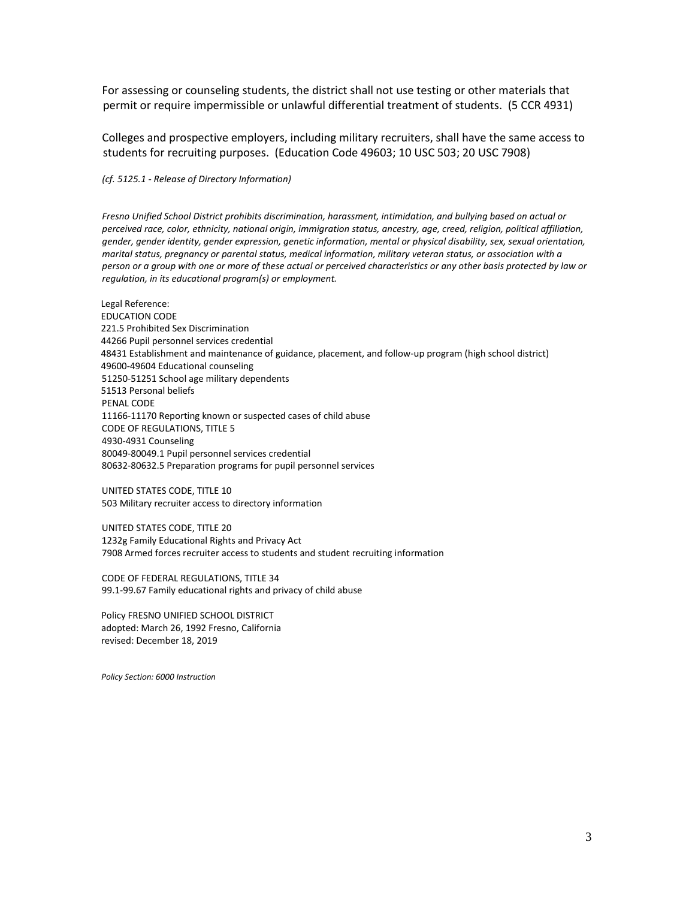For assessing or counseling students, the district shall not use testing or other materials that permit or require impermissible or unlawful differential treatment of students. (5 CCR 4931)

Colleges and prospective employers, including military recruiters, shall have the same access to students for recruiting purposes. (Education Code 49603; 10 USC 503; 20 USC 7908)

*(cf. 5125.1 - Release of Directory Information)*

*Fresno Unified School District prohibits discrimination, harassment, intimidation, and bullying based on actual or perceived race, color, ethnicity, national origin, immigration status, ancestry, age, creed, religion, political affiliation, gender, gender identity, gender expression, genetic information, mental or physical disability, sex, sexual orientation, marital status, pregnancy or parental status, medical information, military veteran status, or association with a person or a group with one or more of these actual or perceived characteristics or any other basis protected by law or regulation, in its educational program(s) or employment.*

Legal Reference:

EDUCATION CODE

221.5 Prohibited Sex Discrimination

44266 Pupil personnel services credential

48431 Establishment and maintenance of guidance, placement, and follow-up program (high school district)

49600-49604 Educational counseling

51250-51251 School age military dependents

51513 Personal beliefs

PENAL CODE

11166-11170 Reporting known or suspected cases of child abuse

CODE OF REGULATIONS, TITLE 5

4930-4931 Counseling

80049-80049.1 Pupil personnel services credential

80632-80632.5 Preparation programs for pupil personnel services

UNITED STATES CODE, TITLE 10

503 Military recruiter access to directory information

UNITED STATES CODE, TITLE 20

1232g Family Educational Rights and Privacy Act

7908 Armed forces recruiter access to students and student recruiting information

CODE OF FEDERAL REGULATIONS, TITLE 34

99.1-99.67 Family educational rights and privacy of child abuse

Policy FRESNO UNIFIED SCHOOL DISTRICT

adopted: March 26, 1992 Fresno, California

revised: December 18, 2019

*Policy Section: 6000 Instruction*